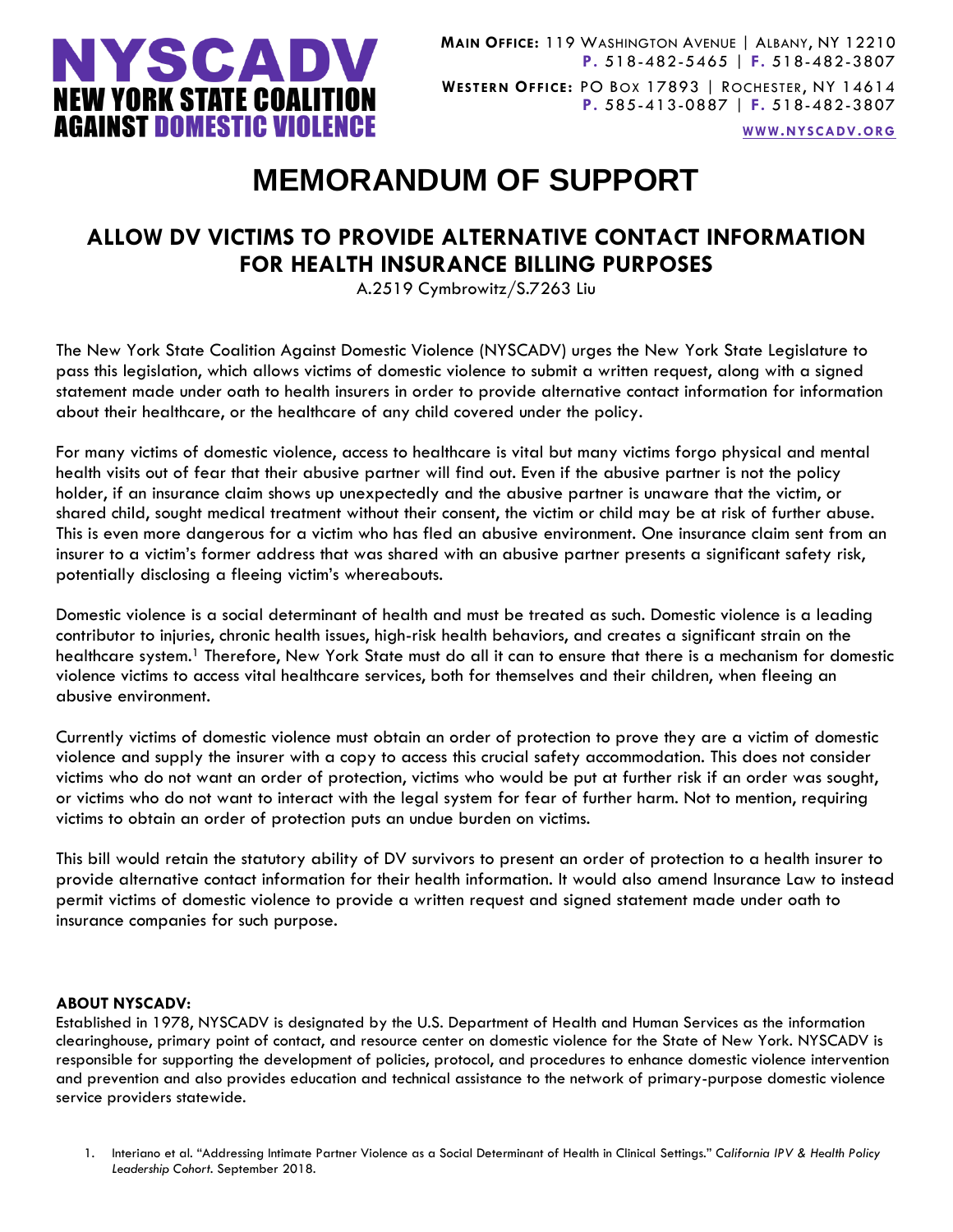**NYSCADV**
**NEW YORK STATE COALITION AGAINST DOMESTIC VIOLENCE**

**MAIN OFFICE:** 119 WASHINGTON AVENUE | ALBANY, NY 12210
**P.** 518-482-5465 | **F.** 518-482-3807

**WESTERN OFFICE:** PO BOX 17893 | ROCHESTER, NY 14614
**P.** 585-413-0887 | **F.** 518-482-3807

WWW.NYSCADV.ORG

# MEMORANDUM OF SUPPORT

## ALLOW DV VICTIMS TO PROVIDE ALTERNATIVE CONTACT INFORMATION FOR HEALTH INSURANCE BILLING PURPOSES

A.2519 Cymbrowitz/S.7263 Liu

The New York State Coalition Against Domestic Violence (NYSCADV) urges the New York State Legislature to pass this legislation, which allows victims of domestic violence to submit a written request, along with a signed statement made under oath to health insurers in order to provide alternative contact information for information about their healthcare, or the healthcare of any child covered under the policy.

For many victims of domestic violence, access to healthcare is vital but many victims forgo physical and mental health visits out of fear that their abusive partner will find out. Even if the abusive partner is not the policy holder, if an insurance claim shows up unexpectedly and the abusive partner is unaware that the victim, or shared child, sought medical treatment without their consent, the victim or child may be at risk of further abuse. This is even more dangerous for a victim who has fled an abusive environment. One insurance claim sent from an insurer to a victim's former address that was shared with an abusive partner presents a significant safety risk, potentially disclosing a fleeing victim's whereabouts.

Domestic violence is a social determinant of health and must be treated as such. Domestic violence is a leading contributor to injuries, chronic health issues, high-risk health behaviors, and creates a significant strain on the healthcare system.[1] Therefore, New York State must do all it can to ensure that there is a mechanism for domestic violence victims to access vital healthcare services, both for themselves and their children, when fleeing an abusive environment.

Currently victims of domestic violence must obtain an order of protection to prove they are a victim of domestic violence and supply the insurer with a copy to access this crucial safety accommodation. This does not consider victims who do not want an order of protection, victims who would be put at further risk if an order was sought, or victims who do not want to interact with the legal system for fear of further harm. Not to mention, requiring victims to obtain an order of protection puts an undue burden on victims.

This bill would retain the statutory ability of DV survivors to present an order of protection to a health insurer to provide alternative contact information for their health information. It would also amend Insurance Law to instead permit victims of domestic violence to provide a written request and signed statement made under oath to insurance companies for such purpose.

**ABOUT NYSCADV:**
Established in 1978, NYSCADV is designated by the U.S. Department of Health and Human Services as the information clearinghouse, primary point of contact, and resource center on domestic violence for the State of New York. NYSCADV is responsible for supporting the development of policies, protocol, and procedures to enhance domestic violence intervention and prevention and also provides education and technical assistance to the network of primary-purpose domestic violence service providers statewide.

1. Interiano et al. "Addressing Intimate Partner Violence as a Social Determinant of Health in Clinical Settings." *California IPV & Health Policy Leadership Cohort.* September 2018.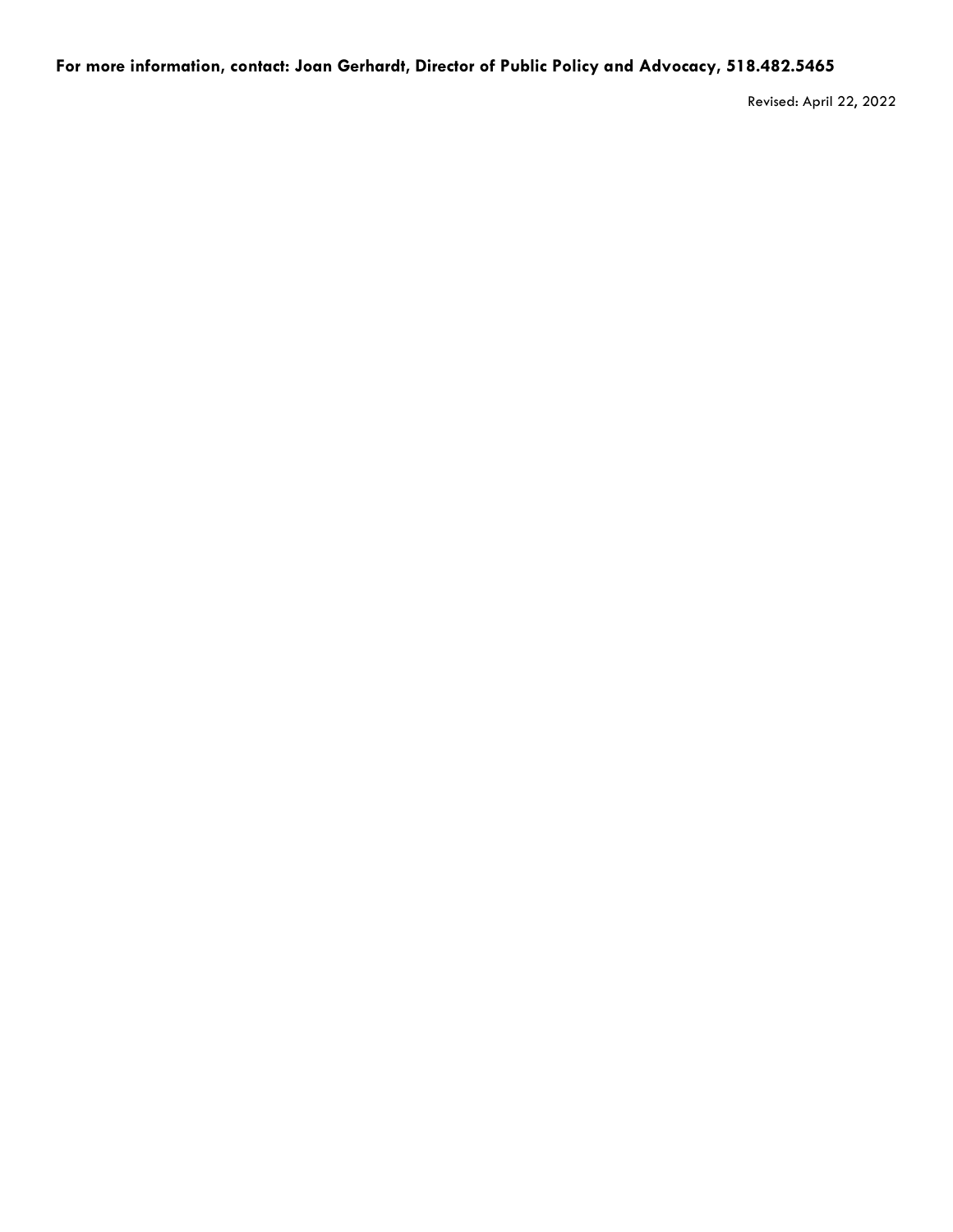**For more information, contact: Joan Gerhardt, Director of Public Policy and Advocacy, 518.482.5465**

Revised: April 22, 2022